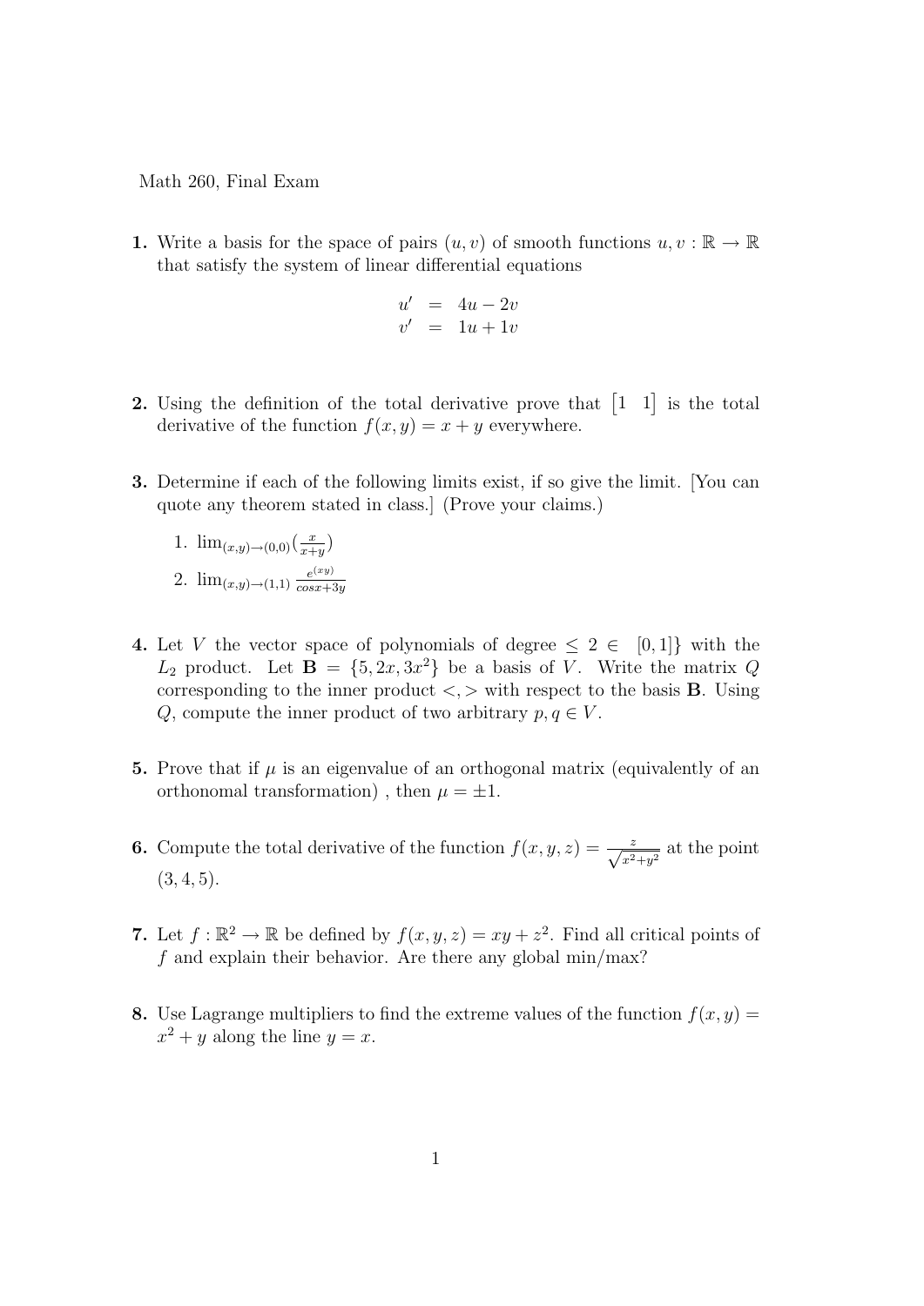Math 260, Final Exam

**1.** Write a basis for the space of pairs $(u, v)$ of smooth functions $u, v : \mathbb{R} \to \mathbb{R}$ that satisfy the system of linear differential equations

$$\begin{aligned} u' &= 4u - 2v \\ v' &= 1u + 1v \end{aligned}$$

**2.** Using the definition of the total derivative prove that $\begin{bmatrix} 1 & 1 \end{bmatrix}$ is the total derivative of the function $f(x, y) = x + y$ everywhere.

**3.** Determine if each of the following limits exist, if so give the limit. [You can quote any theorem stated in class.] (Prove your claims.)

1. $\lim_{(x,y)\to(0,0)}(\frac{x}{x+y})$
2. $\lim_{(x,y)\to(1,1)} \frac{e^{(xy)}}{cos x+3y}$

**4.** Let $V$ the vector space of polynomials of degree $\leq 2 \in \ [0, 1]\}$ with the $L_2$ product. Let $\mathbf{B} = \{5, 2x, 3x^2\}$ be a basis of $V$. Write the matrix $Q$ corresponding to the inner product $<,>$ with respect to the basis $\mathbf{B}$. Using $Q$, compute the inner product of two arbitrary $p, q \in V$.

**5.** Prove that if $\mu$ is an eigenvalue of an orthogonal matrix (equivalently of an orthonomal transformation) , then $\mu = \pm 1$.

**6.** Compute the total derivative of the function $f(x, y, z) = \frac{z}{\sqrt{x^2+y^2}}$ at the point $(3, 4, 5)$.

**7.** Let $f : \mathbb{R}^2 \to \mathbb{R}$ be defined by $f(x, y, z) = xy + z^2$. Find all critical points of $f$ and explain their behavior. Are there any global min/max?

**8.** Use Lagrange multipliers to find the extreme values of the function $f(x, y) = x^2 + y$ along the line $y = x$.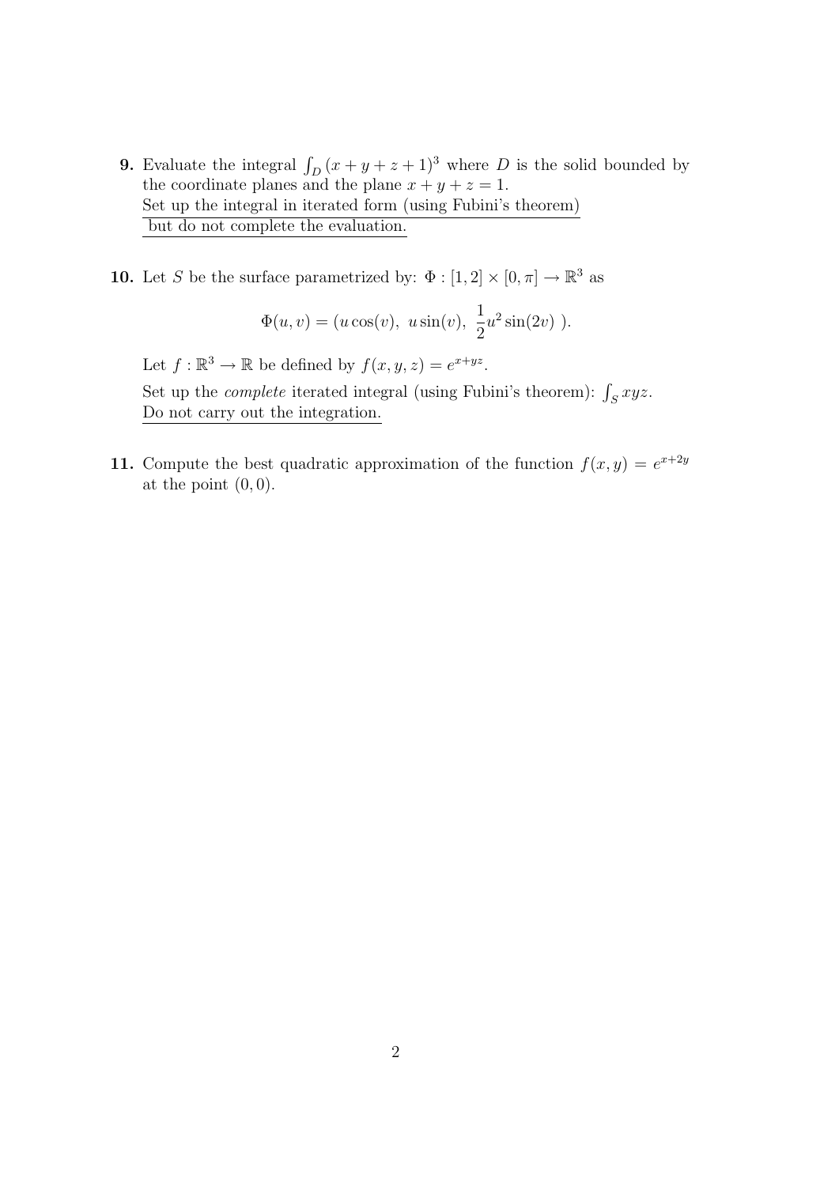**9.** Evaluate the integral $\int_D (x + y + z + 1)^3$ where $D$ is the solid bounded by the coordinate planes and the plane $x + y + z = 1$.
Set up the integral in iterated form (using Fubini's theorem) but do not complete the evaluation.

**10.** Let $S$ be the surface parametrized by: $\Phi : [1, 2] \times [0, \pi] \to \mathbb{R}^3$ as

$$\Phi(u, v) = (u \cos(v),\ u \sin(v),\ \frac{1}{2}u^2 \sin(2v)\ ).$$

Let $f : \mathbb{R}^3 \to \mathbb{R}$ be defined by $f(x, y, z) = e^{x+yz}$.

Set up the *complete* iterated integral (using Fubini's theorem): $\int_S xyz$.
Do not carry out the integration.

**11.** Compute the best quadratic approximation of the function $f(x, y) = e^{x+2y}$ at the point $(0, 0)$.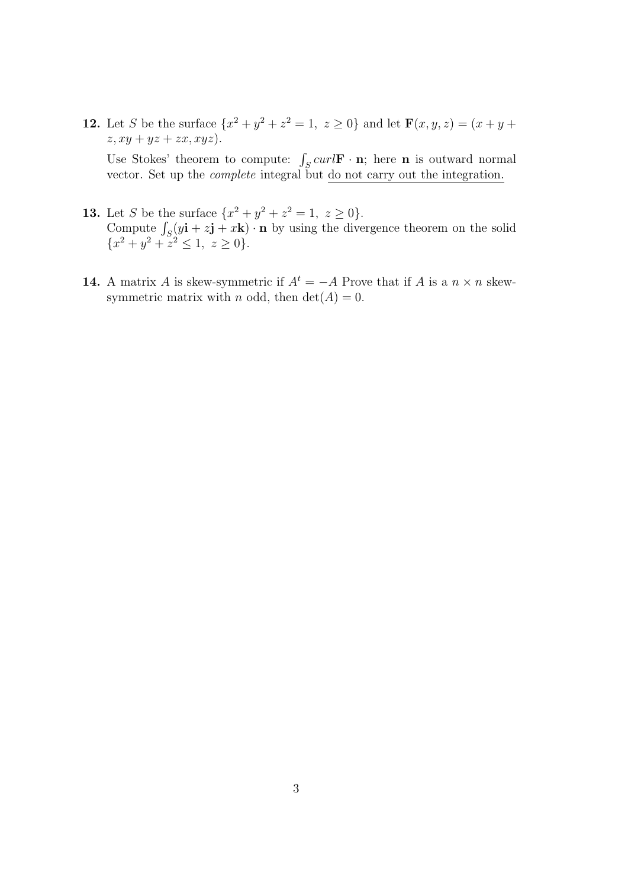**12.** Let $S$ be the surface $\{x^2 + y^2 + z^2 = 1,\ z \geq 0\}$ and let $\mathbf{F}(x, y, z) = (x + y + z, xy + yz + zx, xyz)$.

Use Stokes' theorem to compute: $\int_S curl\mathbf{F} \cdot \mathbf{n}$; here $\mathbf{n}$ is outward normal vector. Set up the *complete* integral but do not carry out the integration.

**13.** Let $S$ be the surface $\{x^2 + y^2 + z^2 = 1,\ z \geq 0\}$.
Compute $\int_S (y\mathbf{i} + z\mathbf{j} + x\mathbf{k}) \cdot \mathbf{n}$ by using the divergence theorem on the solid $\{x^2 + y^2 + z^2 \leq 1,\ z \geq 0\}$.

**14.** A matrix $A$ is skew-symmetric if $A^t = -A$ Prove that if $A$ is a $n \times n$ skew-symmetric matrix with $n$ odd, then $\det(A) = 0$.